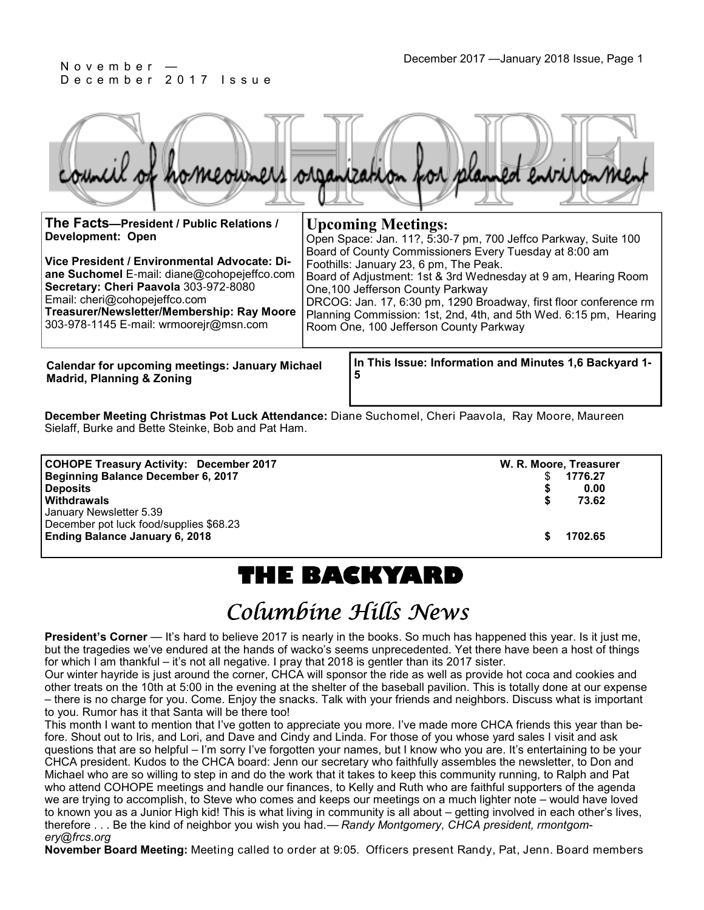November — December 2017 Issue

# COHOPE

council of homeowners organization for planned environment

**The Facts—President / Public Relations / Development: Open**

**Vice President / Environmental Advocate: Diane Suchomel** E-mail: diane@cohopejeffco.com
**Secretary: Cheri Paavola** 303-972-8080
Email: cheri@cohopejeffco.com
**Treasurer/Newsletter/Membership: Ray Moore** 303-978-1145 E-mail: wrmoorejr@msn.com

## Upcoming Meetings:

Open Space: Jan. 11?, 5:30-7 pm, 700 Jeffco Parkway, Suite 100
Board of County Commissioners Every Tuesday at 8:00 am
Foothills: January 23, 6 pm, The Peak.
Board of Adjustment: 1st & 3rd Wednesday at 9 am, Hearing Room One,100 Jefferson County Parkway
DRCOG: Jan. 17, 6:30 pm, 1290 Broadway, first floor conference rm
Planning Commission: 1st, 2nd, 4th, and 5th Wed. 6:15 pm, Hearing Room One, 100 Jefferson County Parkway

**Calendar for upcoming meetings: January Michael Madrid, Planning & Zoning**

**In This Issue: Information and Minutes 1,6 Backyard 1-5**

**December Meeting Christmas Pot Luck Attendance:** Diane Suchomel, Cheri Paavola, Ray Moore, Maureen Sielaff, Burke and Bette Steinke, Bob and Pat Ham.

| **COHOPE Treasury Activity: December 2017** | **W. R. Moore, Treasurer** |
|---|---|
| **Beginning Balance December 6, 2017** | $ **1776.27** |
| **Deposits** | **$ 0.00** |
| **Withdrawals** | **$ 73.62** |
| January Newsletter 5.39 | |
| December pot luck food/supplies $68.23 | |
| **Ending Balance January 6, 2018** | **$ 1702.65** |

# THE BACKYARD

## *Columbine Hills News*

**President's Corner** — It's hard to believe 2017 is nearly in the books. So much has happened this year. Is it just me, but the tragedies we've endured at the hands of wacko's seems unprecedented. Yet there have been a host of things for which I am thankful – it's not all negative. I pray that 2018 is gentler than its 2017 sister.

Our winter hayride is just around the corner, CHCA will sponsor the ride as well as provide hot coca and cookies and other treats on the 10th at 5:00 in the evening at the shelter of the baseball pavilion. This is totally done at our expense – there is no charge for you. Come. Enjoy the snacks. Talk with your friends and neighbors. Discuss what is important to you. Rumor has it that Santa will be there too!

This month I want to mention that I've gotten to appreciate you more. I've made more CHCA friends this year than before. Shout out to Iris, and Lori, and Dave and Cindy and Linda. For those of you whose yard sales I visit and ask questions that are so helpful – I'm sorry I've forgotten your names, but I know who you are. It's entertaining to be your CHCA president. Kudos to the CHCA board: Jenn our secretary who faithfully assembles the newsletter, to Don and Michael who are so willing to step in and do the work that it takes to keep this community running, to Ralph and Pat who attend COHOPE meetings and handle our finances, to Kelly and Ruth who are faithful supporters of the agenda we are trying to accomplish, to Steve who comes and keeps our meetings on a much lighter note – would have loved to known you as a Junior High kid! This is what living in community is all about – getting involved in each other's lives, therefore . . . Be the kind of neighbor you wish you had.— *Randy Montgomery, CHCA president, rmontgomery@frcs.org*

**November Board Meeting:** Meeting called to order at 9:05. Officers present Randy, Pat, Jenn. Board members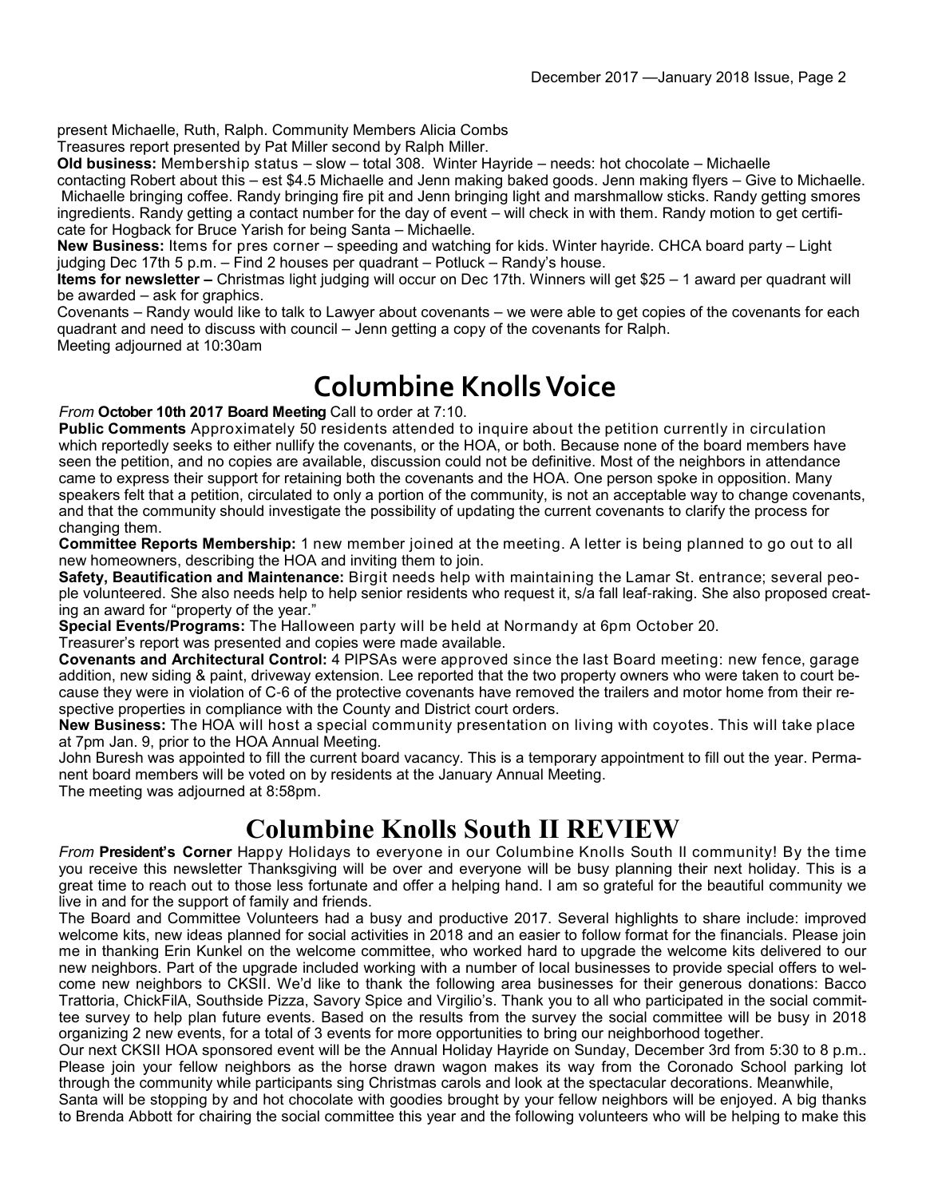present Michaelle, Ruth, Ralph. Community Members Alicia Combs

Treasures report presented by Pat Miller second by Ralph Miller.

**Old business:** Membership status – slow – total 308. Winter Hayride – needs: hot chocolate – Michaelle contacting Robert about this – est $4.5 Michaelle and Jenn making baked goods. Jenn making flyers – Give to Michaelle. Michaelle bringing coffee. Randy bringing fire pit and Jenn bringing light and marshmallow sticks. Randy getting smores ingredients. Randy getting a contact number for the day of event – will check in with them. Randy motion to get certificate for Hogback for Bruce Yarish for being Santa – Michaelle.

**New Business:** Items for pres corner – speeding and watching for kids. Winter hayride. CHCA board party – Light judging Dec 17th 5 p.m. – Find 2 houses per quadrant – Potluck – Randy's house.

**Items for newsletter –** Christmas light judging will occur on Dec 17th. Winners will get $25 – 1 award per quadrant will be awarded – ask for graphics.

Covenants – Randy would like to talk to Lawyer about covenants – we were able to get copies of the covenants for each quadrant and need to discuss with council – Jenn getting a copy of the covenants for Ralph.

Meeting adjourned at 10:30am

# Columbine Knolls Voice

*From* **October 10th 2017 Board Meeting** Call to order at 7:10.

**Public Comments** Approximately 50 residents attended to inquire about the petition currently in circulation which reportedly seeks to either nullify the covenants, or the HOA, or both. Because none of the board members have seen the petition, and no copies are available, discussion could not be definitive. Most of the neighbors in attendance came to express their support for retaining both the covenants and the HOA. One person spoke in opposition. Many speakers felt that a petition, circulated to only a portion of the community, is not an acceptable way to change covenants, and that the community should investigate the possibility of updating the current covenants to clarify the process for changing them.

**Committee Reports Membership:** 1 new member joined at the meeting. A letter is being planned to go out to all new homeowners, describing the HOA and inviting them to join.

**Safety, Beautification and Maintenance:** Birgit needs help with maintaining the Lamar St. entrance; several people volunteered. She also needs help to help senior residents who request it, s/a fall leaf-raking. She also proposed creating an award for "property of the year."

**Special Events/Programs:** The Halloween party will be held at Normandy at 6pm October 20.

Treasurer's report was presented and copies were made available.

**Covenants and Architectural Control:** 4 PIPSAs were approved since the last Board meeting: new fence, garage addition, new siding & paint, driveway extension. Lee reported that the two property owners who were taken to court because they were in violation of C-6 of the protective covenants have removed the trailers and motor home from their respective properties in compliance with the County and District court orders.

**New Business:** The HOA will host a special community presentation on living with coyotes. This will take place at 7pm Jan. 9, prior to the HOA Annual Meeting.

John Buresh was appointed to fill the current board vacancy. This is a temporary appointment to fill out the year. Permanent board members will be voted on by residents at the January Annual Meeting.

The meeting was adjourned at 8:58pm.

# Columbine Knolls South II REVIEW

*From* **President's Corner** Happy Holidays to everyone in our Columbine Knolls South II community! By the time you receive this newsletter Thanksgiving will be over and everyone will be busy planning their next holiday. This is a great time to reach out to those less fortunate and offer a helping hand. I am so grateful for the beautiful community we live in and for the support of family and friends.

The Board and Committee Volunteers had a busy and productive 2017. Several highlights to share include: improved welcome kits, new ideas planned for social activities in 2018 and an easier to follow format for the financials. Please join me in thanking Erin Kunkel on the welcome committee, who worked hard to upgrade the welcome kits delivered to our new neighbors. Part of the upgrade included working with a number of local businesses to provide special offers to welcome new neighbors to CKSII. We'd like to thank the following area businesses for their generous donations: Bacco Trattoria, ChickFilA, Southside Pizza, Savory Spice and Virgilio's. Thank you to all who participated in the social committee survey to help plan future events. Based on the results from the survey the social committee will be busy in 2018 organizing 2 new events, for a total of 3 events for more opportunities to bring our neighborhood together.

Our next CKSII HOA sponsored event will be the Annual Holiday Hayride on Sunday, December 3rd from 5:30 to 8 p.m.. Please join your fellow neighbors as the horse drawn wagon makes its way from the Coronado School parking lot through the community while participants sing Christmas carols and look at the spectacular decorations. Meanwhile, Santa will be stopping by and hot chocolate with goodies brought by your fellow neighbors will be enjoyed. A big thanks to Brenda Abbott for chairing the social committee this year and the following volunteers who will be helping to make this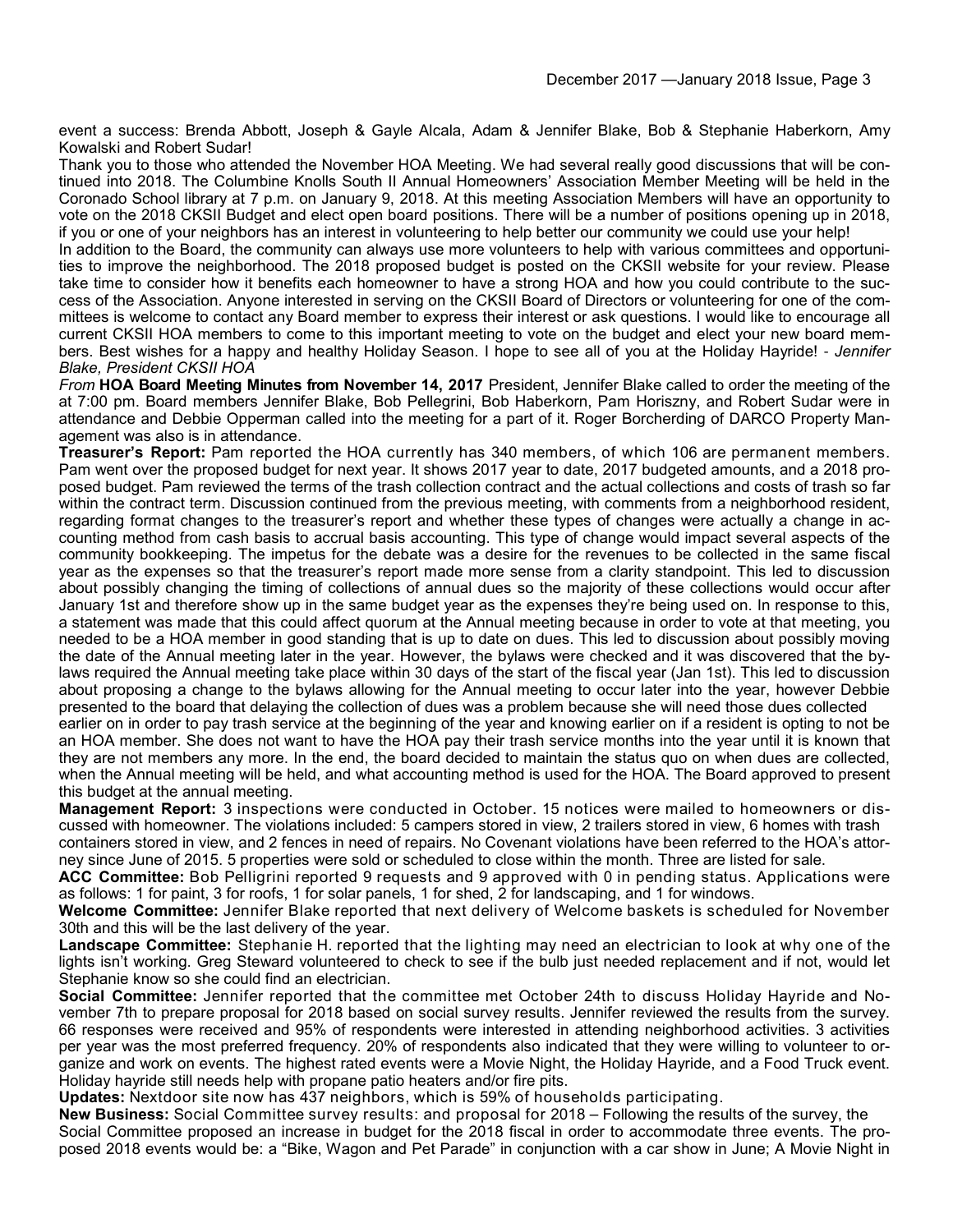event a success: Brenda Abbott, Joseph & Gayle Alcala, Adam & Jennifer Blake, Bob & Stephanie Haberkorn, Amy Kowalski and Robert Sudar!

Thank you to those who attended the November HOA Meeting. We had several really good discussions that will be continued into 2018. The Columbine Knolls South II Annual Homeowners' Association Member Meeting will be held in the Coronado School library at 7 p.m. on January 9, 2018. At this meeting Association Members will have an opportunity to vote on the 2018 CKSII Budget and elect open board positions. There will be a number of positions opening up in 2018, if you or one of your neighbors has an interest in volunteering to help better our community we could use your help!

In addition to the Board, the community can always use more volunteers to help with various committees and opportunities to improve the neighborhood. The 2018 proposed budget is posted on the CKSII website for your review. Please take time to consider how it benefits each homeowner to have a strong HOA and how you could contribute to the success of the Association. Anyone interested in serving on the CKSII Board of Directors or volunteering for one of the committees is welcome to contact any Board member to express their interest or ask questions. I would like to encourage all current CKSII HOA members to come to this important meeting to vote on the budget and elect your new board members. Best wishes for a happy and healthy Holiday Season. I hope to see all of you at the Holiday Hayride! - *Jennifer Blake, President CKSII HOA*

*From* **HOA Board Meeting Minutes from November 14, 2017** President, Jennifer Blake called to order the meeting of the at 7:00 pm. Board members Jennifer Blake, Bob Pellegrini, Bob Haberkorn, Pam Horiszny, and Robert Sudar were in attendance and Debbie Opperman called into the meeting for a part of it. Roger Borcherding of DARCO Property Management was also is in attendance.

**Treasurer's Report:** Pam reported the HOA currently has 340 members, of which 106 are permanent members. Pam went over the proposed budget for next year. It shows 2017 year to date, 2017 budgeted amounts, and a 2018 proposed budget. Pam reviewed the terms of the trash collection contract and the actual collections and costs of trash so far within the contract term. Discussion continued from the previous meeting, with comments from a neighborhood resident, regarding format changes to the treasurer's report and whether these types of changes were actually a change in accounting method from cash basis to accrual basis accounting. This type of change would impact several aspects of the community bookkeeping. The impetus for the debate was a desire for the revenues to be collected in the same fiscal year as the expenses so that the treasurer's report made more sense from a clarity standpoint. This led to discussion about possibly changing the timing of collections of annual dues so the majority of these collections would occur after January 1st and therefore show up in the same budget year as the expenses they're being used on. In response to this, a statement was made that this could affect quorum at the Annual meeting because in order to vote at that meeting, you needed to be a HOA member in good standing that is up to date on dues. This led to discussion about possibly moving the date of the Annual meeting later in the year. However, the bylaws were checked and it was discovered that the bylaws required the Annual meeting take place within 30 days of the start of the fiscal year (Jan 1st). This led to discussion about proposing a change to the bylaws allowing for the Annual meeting to occur later into the year, however Debbie presented to the board that delaying the collection of dues was a problem because she will need those dues collected earlier on in order to pay trash service at the beginning of the year and knowing earlier on if a resident is opting to not be an HOA member. She does not want to have the HOA pay their trash service months into the year until it is known that they are not members any more. In the end, the board decided to maintain the status quo on when dues are collected, when the Annual meeting will be held, and what accounting method is used for the HOA. The Board approved to present this budget at the annual meeting.

**Management Report:** 3 inspections were conducted in October. 15 notices were mailed to homeowners or discussed with homeowner. The violations included: 5 campers stored in view, 2 trailers stored in view, 6 homes with trash containers stored in view, and 2 fences in need of repairs. No Covenant violations have been referred to the HOA's attorney since June of 2015. 5 properties were sold or scheduled to close within the month. Three are listed for sale.

**ACC Committee:** Bob Pelligrini reported 9 requests and 9 approved with 0 in pending status. Applications were as follows: 1 for paint, 3 for roofs, 1 for solar panels, 1 for shed, 2 for landscaping, and 1 for windows.

**Welcome Committee:** Jennifer Blake reported that next delivery of Welcome baskets is scheduled for November 30th and this will be the last delivery of the year.

**Landscape Committee:** Stephanie H. reported that the lighting may need an electrician to look at why one of the lights isn't working. Greg Steward volunteered to check to see if the bulb just needed replacement and if not, would let Stephanie know so she could find an electrician.

**Social Committee:** Jennifer reported that the committee met October 24th to discuss Holiday Hayride and November 7th to prepare proposal for 2018 based on social survey results. Jennifer reviewed the results from the survey. 66 responses were received and 95% of respondents were interested in attending neighborhood activities. 3 activities per year was the most preferred frequency. 20% of respondents also indicated that they were willing to volunteer to organize and work on events. The highest rated events were a Movie Night, the Holiday Hayride, and a Food Truck event. Holiday hayride still needs help with propane patio heaters and/or fire pits.

**Updates:** Nextdoor site now has 437 neighbors, which is 59% of households participating.

**New Business:** Social Committee survey results: and proposal for 2018 – Following the results of the survey, the Social Committee proposed an increase in budget for the 2018 fiscal in order to accommodate three events. The proposed 2018 events would be: a "Bike, Wagon and Pet Parade" in conjunction with a car show in June; A Movie Night in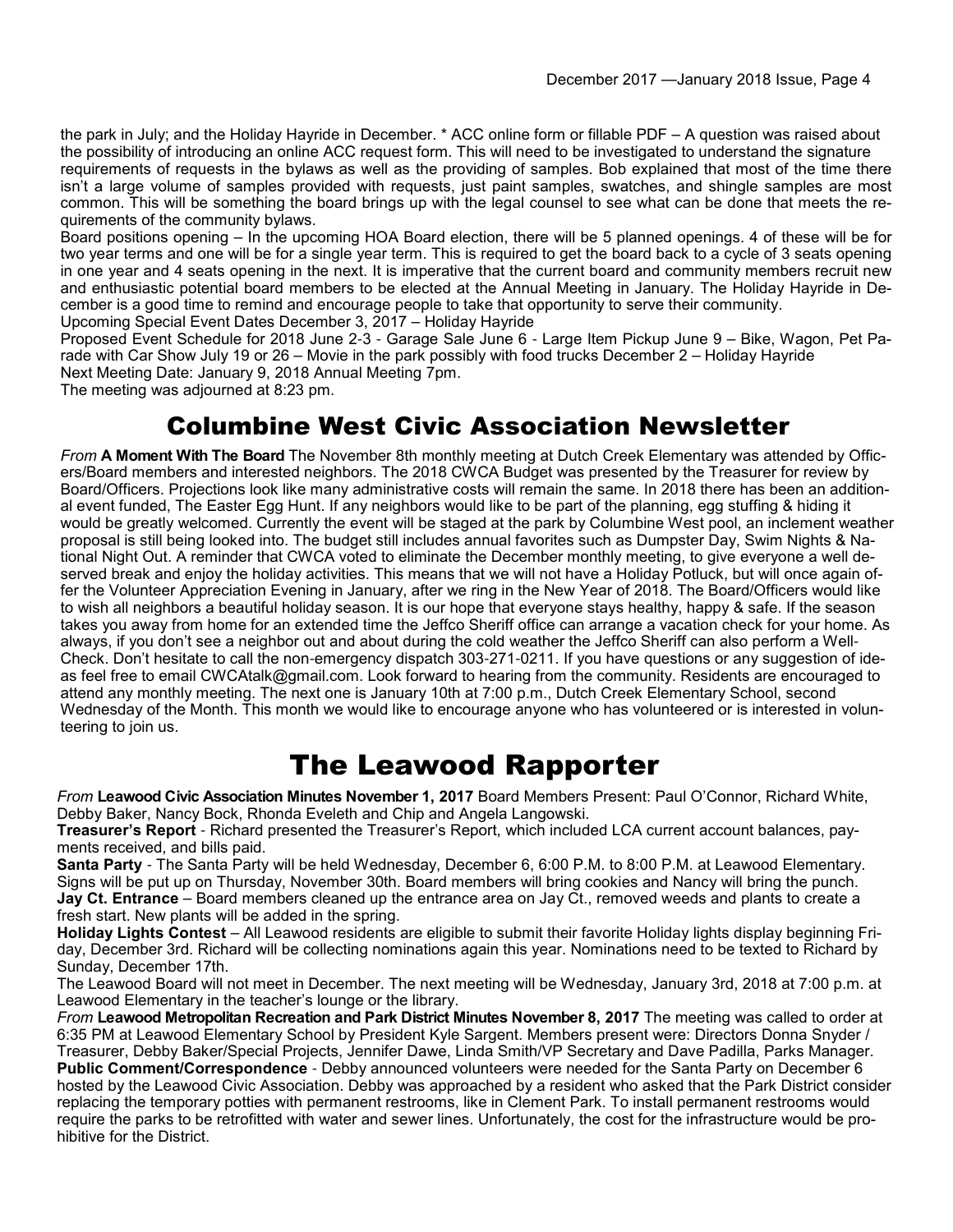the park in July; and the Holiday Hayride in December. * ACC online form or fillable PDF – A question was raised about the possibility of introducing an online ACC request form. This will need to be investigated to understand the signature requirements of requests in the bylaws as well as the providing of samples. Bob explained that most of the time there isn't a large volume of samples provided with requests, just paint samples, swatches, and shingle samples are most common. This will be something the board brings up with the legal counsel to see what can be done that meets the requirements of the community bylaws.

Board positions opening – In the upcoming HOA Board election, there will be 5 planned openings. 4 of these will be for two year terms and one will be for a single year term. This is required to get the board back to a cycle of 3 seats opening in one year and 4 seats opening in the next. It is imperative that the current board and community members recruit new and enthusiastic potential board members to be elected at the Annual Meeting in January. The Holiday Hayride in December is a good time to remind and encourage people to take that opportunity to serve their community.

Upcoming Special Event Dates December 3, 2017 – Holiday Hayride

Proposed Event Schedule for 2018 June 2-3 - Garage Sale June 6 - Large Item Pickup June 9 – Bike, Wagon, Pet Parade with Car Show July 19 or 26 – Movie in the park possibly with food trucks December 2 – Holiday Hayride

Next Meeting Date: January 9, 2018 Annual Meeting 7pm.

The meeting was adjourned at 8:23 pm.

# Columbine West Civic Association Newsletter

*From* **A Moment With The Board** The November 8th monthly meeting at Dutch Creek Elementary was attended by Officers/Board members and interested neighbors. The 2018 CWCA Budget was presented by the Treasurer for review by Board/Officers. Projections look like many administrative costs will remain the same. In 2018 there has been an additional event funded, The Easter Egg Hunt. If any neighbors would like to be part of the planning, egg stuffing & hiding it would be greatly welcomed. Currently the event will be staged at the park by Columbine West pool, an inclement weather proposal is still being looked into. The budget still includes annual favorites such as Dumpster Day, Swim Nights & National Night Out. A reminder that CWCA voted to eliminate the December monthly meeting, to give everyone a well deserved break and enjoy the holiday activities. This means that we will not have a Holiday Potluck, but will once again offer the Volunteer Appreciation Evening in January, after we ring in the New Year of 2018. The Board/Officers would like to wish all neighbors a beautiful holiday season. It is our hope that everyone stays healthy, happy & safe. If the season takes you away from home for an extended time the Jeffco Sheriff office can arrange a vacation check for your home. As always, if you don't see a neighbor out and about during the cold weather the Jeffco Sheriff can also perform a Well-Check. Don't hesitate to call the non-emergency dispatch 303-271-0211. If you have questions or any suggestion of ideas feel free to email CWCAtalk@gmail.com. Look forward to hearing from the community. Residents are encouraged to attend any monthly meeting. The next one is January 10th at 7:00 p.m., Dutch Creek Elementary School, second Wednesday of the Month. This month we would like to encourage anyone who has volunteered or is interested in volunteering to join us.

# The Leawood Rapporter

*From* **Leawood Civic Association Minutes November 1, 2017** Board Members Present: Paul O'Connor, Richard White, Debby Baker, Nancy Bock, Rhonda Eveleth and Chip and Angela Langowski.

**Treasurer's Report** - Richard presented the Treasurer's Report, which included LCA current account balances, payments received, and bills paid.

**Santa Party** - The Santa Party will be held Wednesday, December 6, 6:00 P.M. to 8:00 P.M. at Leawood Elementary. Signs will be put up on Thursday, November 30th. Board members will bring cookies and Nancy will bring the punch.

**Jay Ct. Entrance** – Board members cleaned up the entrance area on Jay Ct., removed weeds and plants to create a fresh start. New plants will be added in the spring.

**Holiday Lights Contest** – All Leawood residents are eligible to submit their favorite Holiday lights display beginning Friday, December 3rd. Richard will be collecting nominations again this year. Nominations need to be texted to Richard by Sunday, December 17th.

The Leawood Board will not meet in December. The next meeting will be Wednesday, January 3rd, 2018 at 7:00 p.m. at Leawood Elementary in the teacher's lounge or the library.

*From* **Leawood Metropolitan Recreation and Park District Minutes November 8, 2017** The meeting was called to order at 6:35 PM at Leawood Elementary School by President Kyle Sargent. Members present were: Directors Donna Snyder / Treasurer, Debby Baker/Special Projects, Jennifer Dawe, Linda Smith/VP Secretary and Dave Padilla, Parks Manager.

**Public Comment/Correspondence** - Debby announced volunteers were needed for the Santa Party on December 6 hosted by the Leawood Civic Association. Debby was approached by a resident who asked that the Park District consider replacing the temporary potties with permanent restrooms, like in Clement Park. To install permanent restrooms would require the parks to be retrofitted with water and sewer lines. Unfortunately, the cost for the infrastructure would be prohibitive for the District.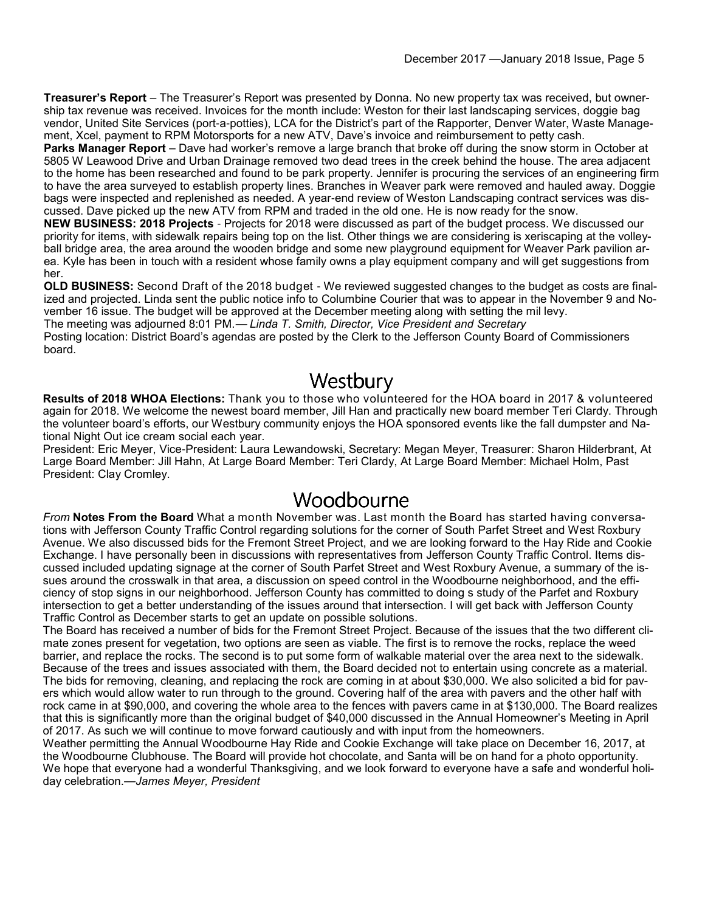**Treasurer's Report** – The Treasurer's Report was presented by Donna. No new property tax was received, but ownership tax revenue was received. Invoices for the month include: Weston for their last landscaping services, doggie bag vendor, United Site Services (port-a-potties), LCA for the District's part of the Rapporter, Denver Water, Waste Management, Xcel, payment to RPM Motorsports for a new ATV, Dave's invoice and reimbursement to petty cash.

**Parks Manager Report** – Dave had worker's remove a large branch that broke off during the snow storm in October at 5805 W Leawood Drive and Urban Drainage removed two dead trees in the creek behind the house. The area adjacent to the home has been researched and found to be park property. Jennifer is procuring the services of an engineering firm to have the area surveyed to establish property lines. Branches in Weaver park were removed and hauled away. Doggie bags were inspected and replenished as needed. A year-end review of Weston Landscaping contract services was discussed. Dave picked up the new ATV from RPM and traded in the old one. He is now ready for the snow.

**NEW BUSINESS: 2018 Projects** - Projects for 2018 were discussed as part of the budget process. We discussed our priority for items, with sidewalk repairs being top on the list. Other things we are considering is xeriscaping at the volleyball bridge area, the area around the wooden bridge and some new playground equipment for Weaver Park pavilion area. Kyle has been in touch with a resident whose family owns a play equipment company and will get suggestions from her.

**OLD BUSINESS:** Second Draft of the 2018 budget - We reviewed suggested changes to the budget as costs are finalized and projected. Linda sent the public notice info to Columbine Courier that was to appear in the November 9 and November 16 issue. The budget will be approved at the December meeting along with setting the mil levy.

The meeting was adjourned 8:01 PM.— *Linda T. Smith, Director, Vice President and Secretary*

Posting location: District Board's agendas are posted by the Clerk to the Jefferson County Board of Commissioners board.

# Westbury

**Results of 2018 WHOA Elections:** Thank you to those who volunteered for the HOA board in 2017 & volunteered again for 2018. We welcome the newest board member, Jill Han and practically new board member Teri Clardy. Through the volunteer board's efforts, our Westbury community enjoys the HOA sponsored events like the fall dumpster and National Night Out ice cream social each year.

President: Eric Meyer, Vice-President: Laura Lewandowski, Secretary: Megan Meyer, Treasurer: Sharon Hilderbrant, At Large Board Member: Jill Hahn, At Large Board Member: Teri Clardy, At Large Board Member: Michael Holm, Past President: Clay Cromley.

# Woodbourne

*From* **Notes From the Board** What a month November was. Last month the Board has started having conversations with Jefferson County Traffic Control regarding solutions for the corner of South Parfet Street and West Roxbury Avenue. We also discussed bids for the Fremont Street Project, and we are looking forward to the Hay Ride and Cookie Exchange. I have personally been in discussions with representatives from Jefferson County Traffic Control. Items discussed included updating signage at the corner of South Parfet Street and West Roxbury Avenue, a summary of the issues around the crosswalk in that area, a discussion on speed control in the Woodbourne neighborhood, and the efficiency of stop signs in our neighborhood. Jefferson County has committed to doing s study of the Parfet and Roxbury intersection to get a better understanding of the issues around that intersection. I will get back with Jefferson County Traffic Control as December starts to get an update on possible solutions.

The Board has received a number of bids for the Fremont Street Project. Because of the issues that the two different climate zones present for vegetation, two options are seen as viable. The first is to remove the rocks, replace the weed barrier, and replace the rocks. The second is to put some form of walkable material over the area next to the sidewalk. Because of the trees and issues associated with them, the Board decided not to entertain using concrete as a material. The bids for removing, cleaning, and replacing the rock are coming in at about $30,000. We also solicited a bid for pavers which would allow water to run through to the ground. Covering half of the area with pavers and the other half with rock came in at $90,000, and covering the whole area to the fences with pavers came in at $130,000. The Board realizes that this is significantly more than the original budget of $40,000 discussed in the Annual Homeowner's Meeting in April of 2017. As such we will continue to move forward cautiously and with input from the homeowners.

Weather permitting the Annual Woodbourne Hay Ride and Cookie Exchange will take place on December 16, 2017, at the Woodbourne Clubhouse. The Board will provide hot chocolate, and Santa will be on hand for a photo opportunity. We hope that everyone had a wonderful Thanksgiving, and we look forward to everyone have a safe and wonderful holiday celebration.—*James Meyer, President*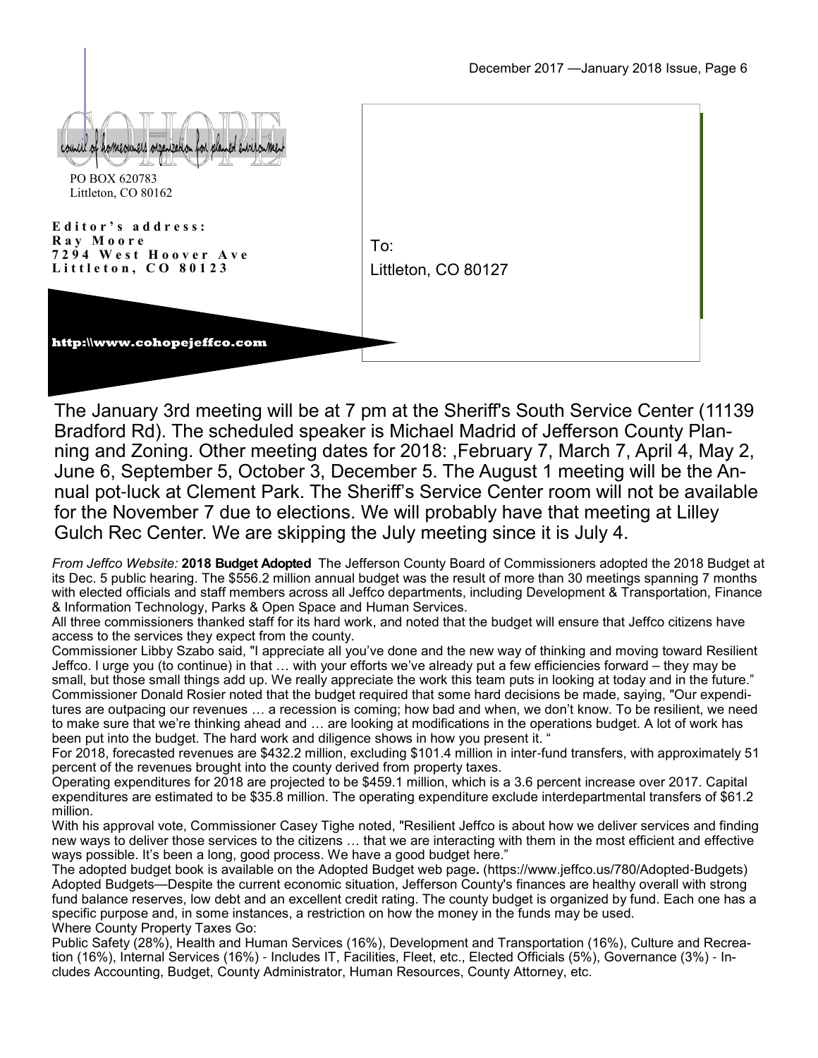COHOPE

council of homeowners organization for planned environment

PO BOX 620783
Littleton, CO 80162

**Editor's address:**
**Ray Moore**
**7294 West Hoover Ave**
**Littleton, CO 80123**

**http:\\www.cohopejeffco.com**

To:
Littleton, CO 80127

The January 3rd meeting will be at 7 pm at the Sheriff's South Service Center (11139 Bradford Rd). The scheduled speaker is Michael Madrid of Jefferson County Planning and Zoning. Other meeting dates for 2018: ,February 7, March 7, April 4, May 2, June 6, September 5, October 3, December 5. The August 1 meeting will be the Annual pot-luck at Clement Park. The Sheriff's Service Center room will not be available for the November 7 due to elections. We will probably have that meeting at Lilley Gulch Rec Center. We are skipping the July meeting since it is July 4.

*From Jeffco Website:* **2018 Budget Adopted** The Jefferson County Board of Commissioners adopted the 2018 Budget at its Dec. 5 public hearing. The $556.2 million annual budget was the result of more than 30 meetings spanning 7 months with elected officials and staff members across all Jeffco departments, including Development & Transportation, Finance & Information Technology, Parks & Open Space and Human Services.

All three commissioners thanked staff for its hard work, and noted that the budget will ensure that Jeffco citizens have access to the services they expect from the county.

Commissioner Libby Szabo said, "I appreciate all you've done and the new way of thinking and moving toward Resilient Jeffco. I urge you (to continue) in that … with your efforts we've already put a few efficiencies forward – they may be small, but those small things add up. We really appreciate the work this team puts in looking at today and in the future."

Commissioner Donald Rosier noted that the budget required that some hard decisions be made, saying, "Our expenditures are outpacing our revenues … a recession is coming; how bad and when, we don't know. To be resilient, we need to make sure that we're thinking ahead and … are looking at modifications in the operations budget. A lot of work has been put into the budget. The hard work and diligence shows in how you present it. "

For 2018, forecasted revenues are $432.2 million, excluding $101.4 million in inter-fund transfers, with approximately 51 percent of the revenues brought into the county derived from property taxes.

Operating expenditures for 2018 are projected to be $459.1 million, which is a 3.6 percent increase over 2017. Capital expenditures are estimated to be $35.8 million. The operating expenditure exclude interdepartmental transfers of $61.2 million.

With his approval vote, Commissioner Casey Tighe noted, "Resilient Jeffco is about how we deliver services and finding new ways to deliver those services to the citizens … that we are interacting with them in the most efficient and effective ways possible. It's been a long, good process. We have a good budget here."

The adopted budget book is available on the Adopted Budget web page**.** (https://www.jeffco.us/780/Adopted-Budgets)

Adopted Budgets—Despite the current economic situation, Jefferson County's finances are healthy overall with strong fund balance reserves, low debt and an excellent credit rating. The county budget is organized by fund. Each one has a specific purpose and, in some instances, a restriction on how the money in the funds may be used.

Where County Property Taxes Go:

Public Safety (28%), Health and Human Services (16%), Development and Transportation (16%), Culture and Recreation (16%), Internal Services (16%) - Includes IT, Facilities, Fleet, etc., Elected Officials (5%), Governance (3%) - Includes Accounting, Budget, County Administrator, Human Resources, County Attorney, etc.